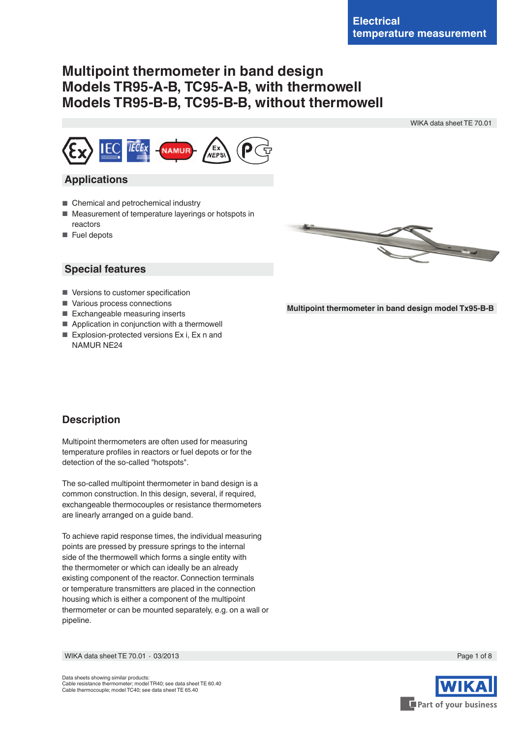Electrical temperature measurement

# Multipoint thermometer in band design
# Models TR95-A-B, TC95-A-B, with thermowell
# Models TR95-B-B, TC95-B-B, without thermowell

WIKA data sheet TE 70.01

## Applications

- Chemical and petrochemical industry
- Measurement of temperature layerings or hotspots in reactors
- Fuel depots

## Special features

- Versions to customer specification
- Various process connections
- Exchangeable measuring inserts
- Application in conjunction with a thermowell
- Explosion-protected versions Ex i, Ex n and NAMUR NE24

Multipoint thermometer in band design model Tx95-B-B

## Description

Multipoint thermometers are often used for measuring temperature profiles in reactors or fuel depots or for the detection of the so-called "hotspots".

The so-called multipoint thermometer in band design is a common construction. In this design, several, if required, exchangeable thermocouples or resistance thermometers are linearly arranged on a guide band.

To achieve rapid response times, the individual measuring points are pressed by pressure springs to the internal side of the thermowell which forms a single entity with the thermometer or which can ideally be an already existing component of the reactor. Connection terminals or temperature transmitters are placed in the connection housing which is either a component of the multipoint thermometer or can be mounted separately, e.g. on a wall or pipeline.

Data sheets showing similar products:
Cable resistance thermometer; model TR40; see data sheet TE 60.40
Cable thermocouple; model TC40; see data sheet TE 65.40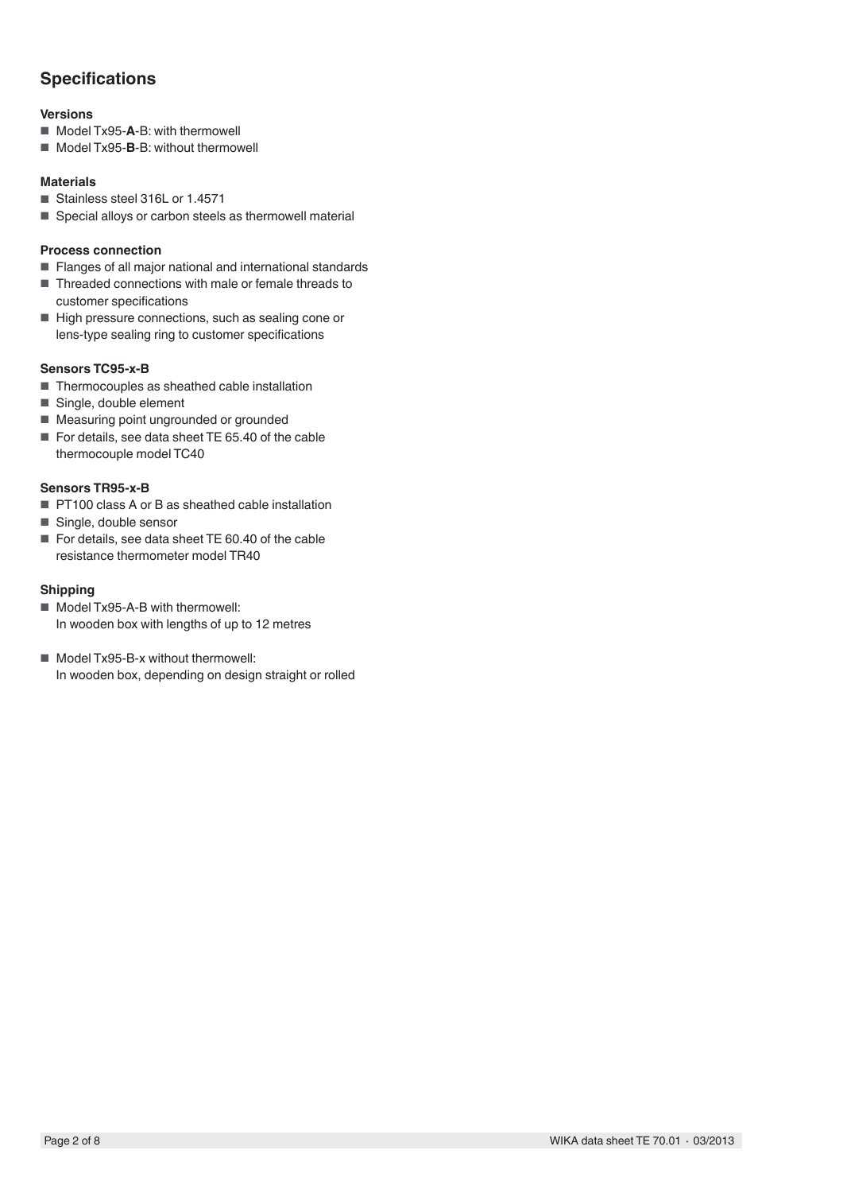## Specifications

### Versions

- Model Tx95-**A**-B: with thermowell
- Model Tx95-**B**-B: without thermowell

### Materials

- Stainless steel 316L or 1.4571
- Special alloys or carbon steels as thermowell material

### Process connection

- Flanges of all major national and international standards
- Threaded connections with male or female threads to customer specifications
- High pressure connections, such as sealing cone or lens-type sealing ring to customer specifications

### Sensors TC95-x-B

- Thermocouples as sheathed cable installation
- Single, double element
- Measuring point ungrounded or grounded
- For details, see data sheet TE 65.40 of the cable thermocouple model TC40

### Sensors TR95-x-B

- PT100 class A or B as sheathed cable installation
- Single, double sensor
- For details, see data sheet TE 60.40 of the cable resistance thermometer model TR40

### Shipping

- Model Tx95-A-B with thermowell:
  In wooden box with lengths of up to 12 metres
- Model Tx95-B-x without thermowell:
  In wooden box, depending on design straight or rolled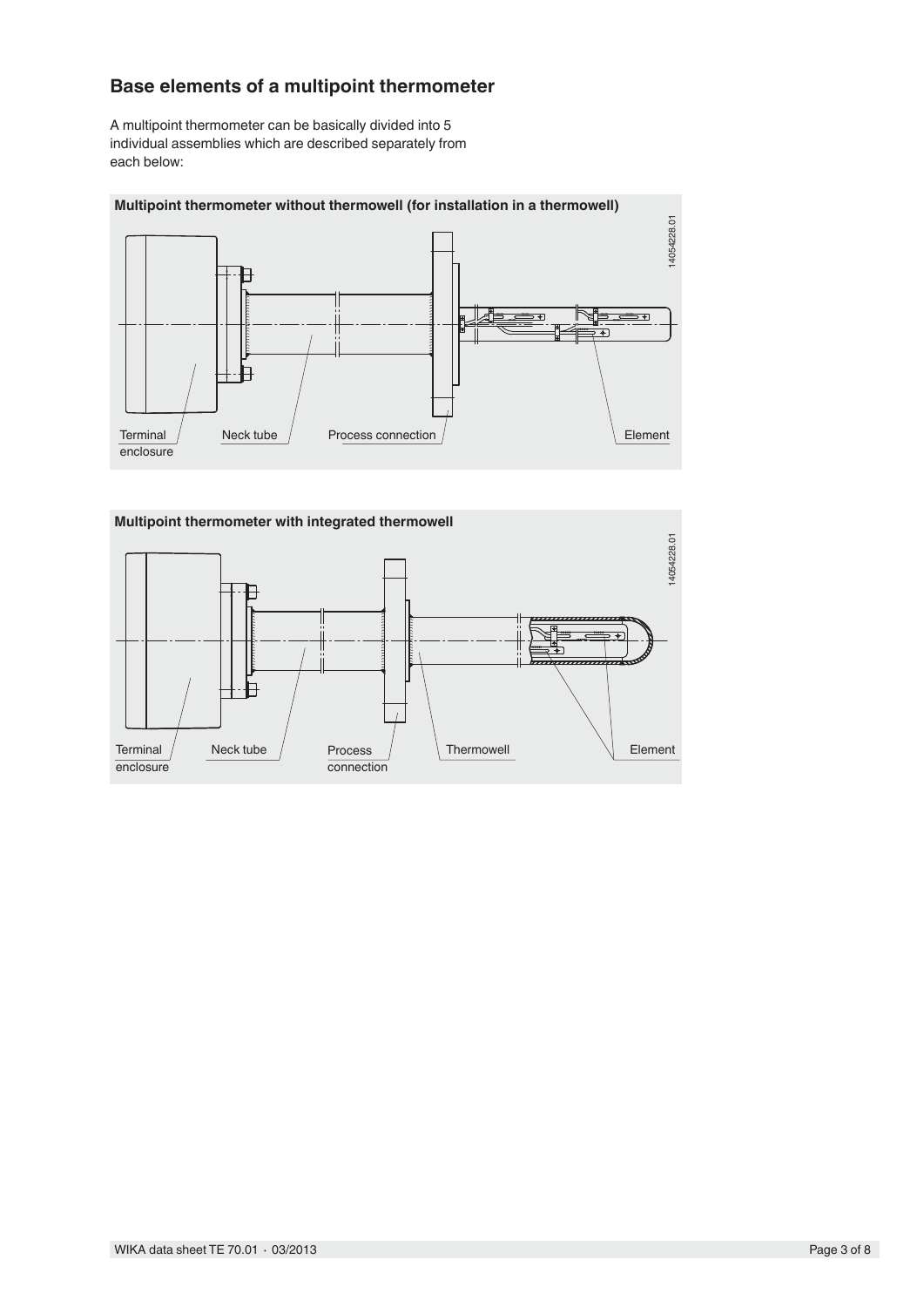## Base elements of a multipoint thermometer

A multipoint thermometer can be basically divided into 5 individual assemblies which are described separately from each below:

**Multipoint thermometer without thermowell (for installation in a thermowell)**

Terminal enclosure, Neck tube, Process connection, Element

14054228.01

**Multipoint thermometer with integrated thermowell**

Terminal enclosure, Neck tube, Process connection, Thermowell, Element

14054228.01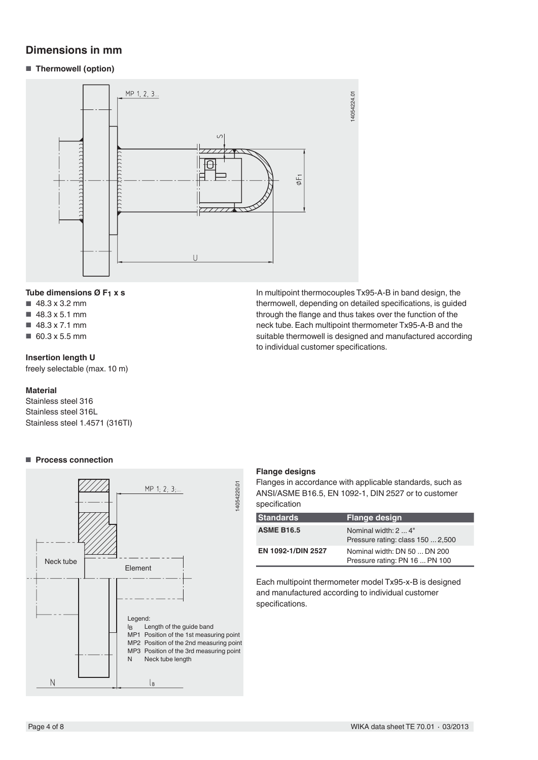## Dimensions in mm

- **Thermowell (option)**

**Tube dimensions Ø $F_1$ x s**

- 48.3 x 3.2 mm
- 48.3 x 5.1 mm
- 48.3 x 7.1 mm
- 60.3 x 5.5 mm

**Insertion length U**

freely selectable (max. 10 m)

**Material**

Stainless steel 316
Stainless steel 316L
Stainless steel 1.4571 (316TI)

In multipoint thermocouples Tx95-A-B in band design, the thermowell, depending on detailed specifications, is guided through the flange and thus takes over the function of the neck tube. Each multipoint thermometer Tx95-A-B and the suitable thermowell is designed and manufactured according to individual customer specifications.

- **Process connection**

Legend:
$l_B$ Length of the guide band
MP1 Position of the 1st measuring point
MP2 Position of the 2nd measuring point
MP3 Position of the 3rd measuring point
N Neck tube length

**Flange designs**

Flanges in accordance with applicable standards, such as ANSI/ASME B16.5, EN 1092-1, DIN 2527 or to customer specification

| Standards | Flange design |
|---|---|
| **ASME B16.5** | Nominal width: 2 ... 4"<br>Pressure rating: class 150 ... 2,500 |
| **EN 1092-1/DIN 2527** | Nominal width: DN 50 ... DN 200<br>Pressure rating: PN 16 ... PN 100 |

Each multipoint thermometer model Tx95-x-B is designed and manufactured according to individual customer specifications.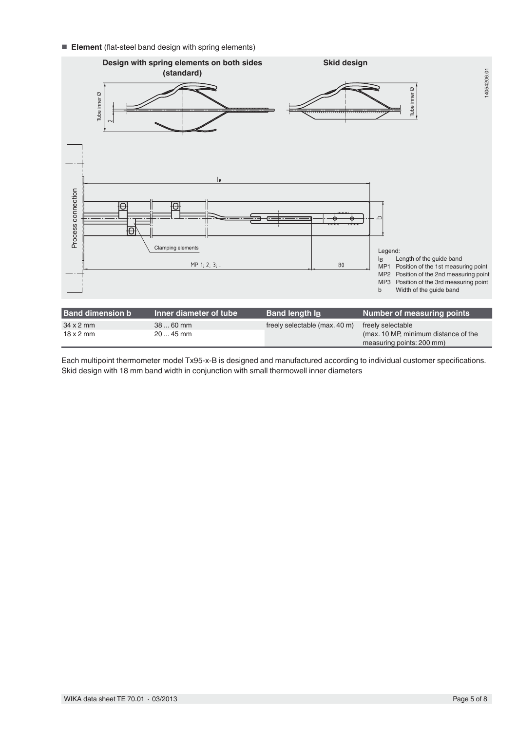- **Element** (flat-steel band design with spring elements)

**Design with spring elements on both sides (standard)**

**Skid design**

Legend:

$l_B$ Length of the guide band
MP1 Position of the 1st measuring point
MP2 Position of the 2nd measuring point
MP3 Position of the 3rd measuring point
b Width of the guide band

| Band dimension b | Inner diameter of tube | Band length $l_B$ | Number of measuring points |
|---|---|---|---|
| 34 x 2 mm | 38 ... 60 mm | freely selectable (max. 40 m) | freely selectable |
| 18 x 2 mm | 20 ... 45 mm | | (max. 10 MP, minimum distance of the measuring points: 200 mm) |

Each multipoint thermometer model Tx95-x-B is designed and manufactured according to individual customer specifications.
Skid design with 18 mm band width in conjunction with small thermowell inner diameters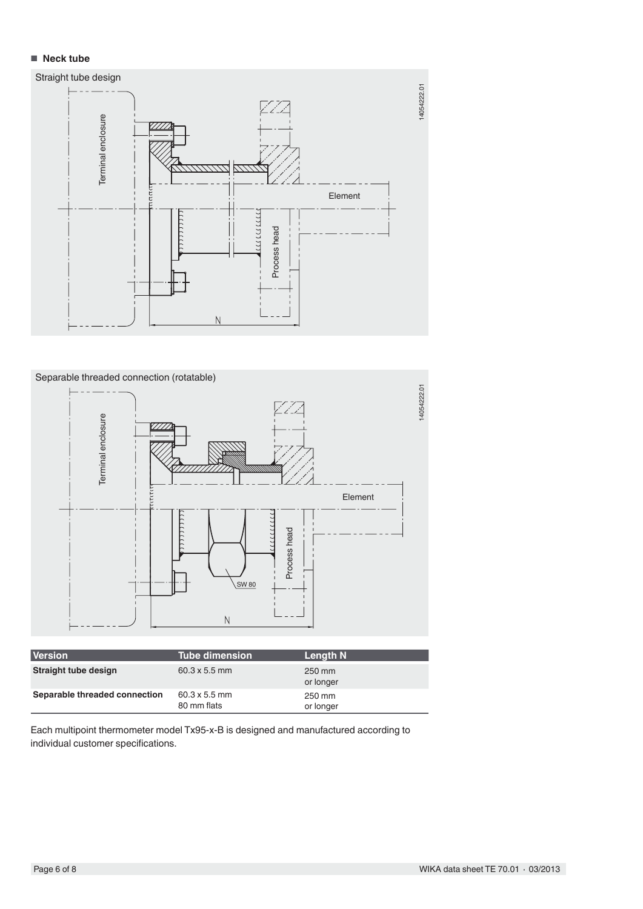## Neck tube

Straight tube design

Separable threaded connection (rotatable)

| Version | Tube dimension | Length N |
|---|---|---|
| **Straight tube design** | 60.3 x 5.5 mm | 250 mm or longer |
| **Separable threaded connection** | 60.3 x 5.5 mm 80 mm flats | 250 mm or longer |

Each multipoint thermometer model Tx95-x-B is designed and manufactured according to individual customer specifications.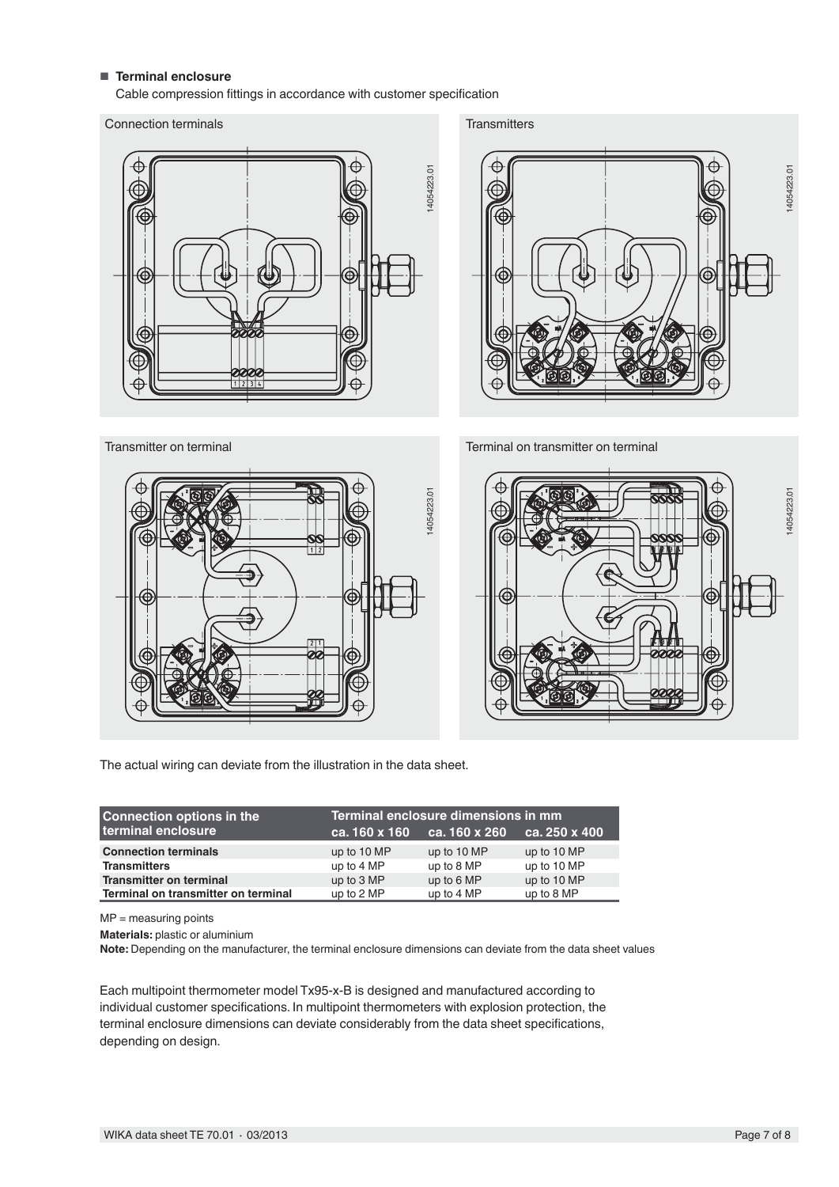- **Terminal enclosure**

Cable compression fittings in accordance with customer specification

Connection terminals

Transmitters

Transmitter on terminal

Terminal on transmitter on terminal

The actual wiring can deviate from the illustration in the data sheet.

| Connection options in the terminal enclosure | Terminal enclosure dimensions in mm | | |
|---|---|---|---|
| | ca. 160 x 160 | ca. 160 x 260 | ca. 250 x 400 |
| **Connection terminals** | up to 10 MP | up to 10 MP | up to 10 MP |
| **Transmitters** | up to 4 MP | up to 8 MP | up to 10 MP |
| **Transmitter on terminal** | up to 3 MP | up to 6 MP | up to 10 MP |
| **Terminal on transmitter on terminal** | up to 2 MP | up to 4 MP | up to 8 MP |

MP = measuring points

**Materials:** plastic or aluminium

**Note:** Depending on the manufacturer, the terminal enclosure dimensions can deviate from the data sheet values

Each multipoint thermometer model Tx95-x-B is designed and manufactured according to individual customer specifications. In multipoint thermometers with explosion protection, the terminal enclosure dimensions can deviate considerably from the data sheet specifications, depending on design.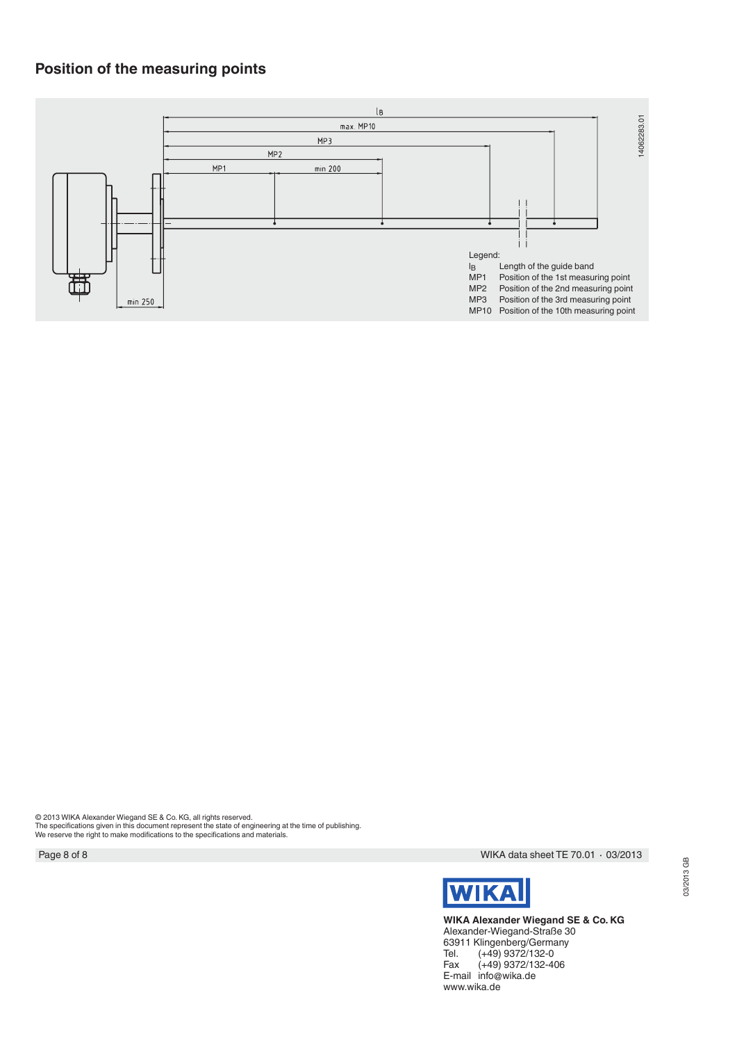## Position of the measuring points

l_B
max. MP10
MP3
MP2
MP1
min 200
min 250
14062283.01

Legend:

| | |
|---|---|
| $l_B$ | Length of the guide band |
| MP1 | Position of the 1st measuring point |
| MP2 | Position of the 2nd measuring point |
| MP3 | Position of the 3rd measuring point |
| MP10 | Position of the 10th measuring point |

© 2013 WIKA Alexander Wiegand SE & Co. KG, all rights reserved.
The specifications given in this document represent the state of engineering at the time of publishing.
We reserve the right to make modifications to the specifications and materials.

WIKA data sheet TE 70.01 · 03/2013

**WIKA Alexander Wiegand SE & Co. KG**
Alexander-Wiegand-Straße 30
63911 Klingenberg/Germany
Tel. (+49) 9372/132-0
Fax (+49) 9372/132-406
E-mail info@wika.de
www.wika.de

03/2013 GB